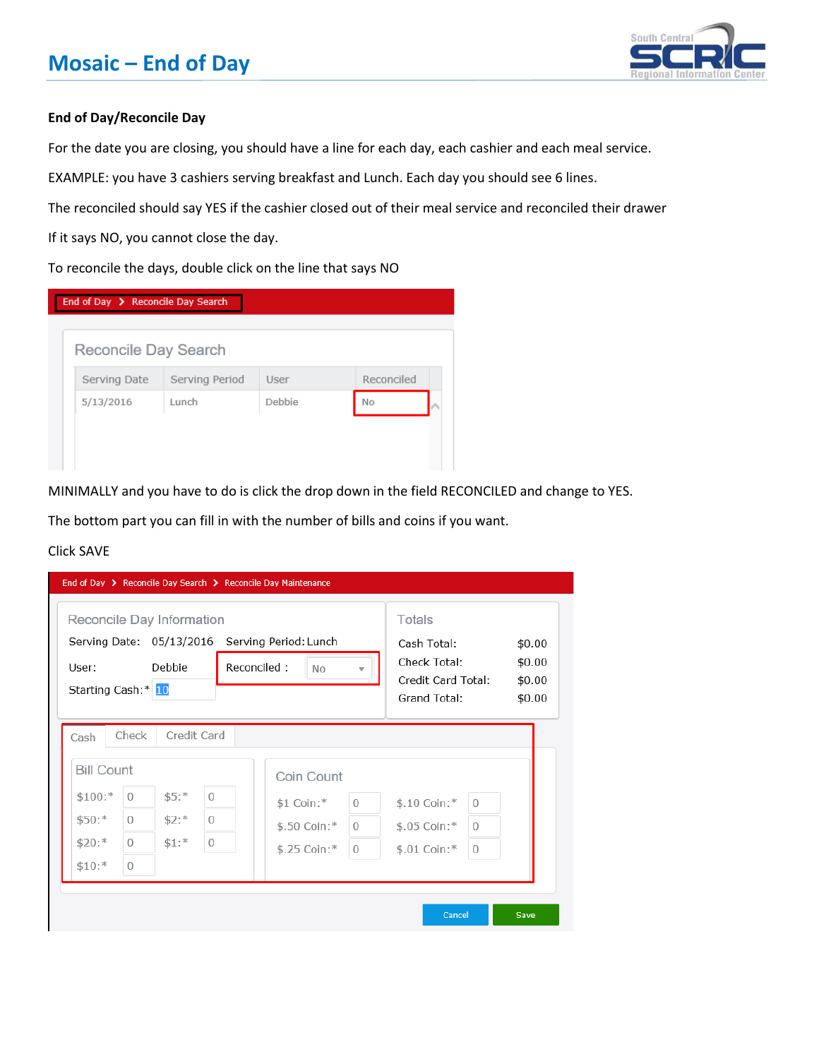# Mosaic – End of Day

**End of Day/Reconcile Day**

For the date you are closing, you should have a line for each day, each cashier and each meal service.

EXAMPLE: you have 3 cashiers serving breakfast and Lunch. Each day you should see 6 lines.

The reconciled should say YES if the cashier closed out of their meal service and reconciled their drawer

If it says NO, you cannot close the day.

To reconcile the days, double click on the line that says NO

End of Day > Reconcile Day Search

Reconcile Day Search

| Serving Date | Serving Period | User | Reconciled |
|---|---|---|---|
| 5/13/2016 | Lunch | Debbie | No |

MINIMALLY and you have to do is click the drop down in the field RECONCILED and change to YES.

The bottom part you can fill in with the number of bills and coins if you want.

Click SAVE

End of Day > Reconcile Day Search > Reconcile Day Maintenance

Reconcile Day Information

Serving Date: 05/13/2016 Serving Period: Lunch

User: Debbie Reconciled : No

Starting Cash:* 10

Totals

| | |
|---|---|
| Cash Total: | $0.00 |
| Check Total: | $0.00 |
| Credit Card Total: | $0.00 |
| Grand Total: | $0.00 |

Cash | Check | Credit Card

Bill Count

| | | | |
|---|---|---|---|
| $100:* | 0 | $5:* | 0 |
| $50:* | 0 | $2:* | 0 |
| $20:* | 0 | $1:* | 0 |
| $10:* | 0 | | |

Coin Count

| | | | |
|---|---|---|---|
| $1 Coin:* | 0 | $.10 Coin:* | 0 |
| $.50 Coin:* | 0 | $.05 Coin:* | 0 |
| $.25 Coin:* | 0 | $.01 Coin:* | 0 |

Cancel Save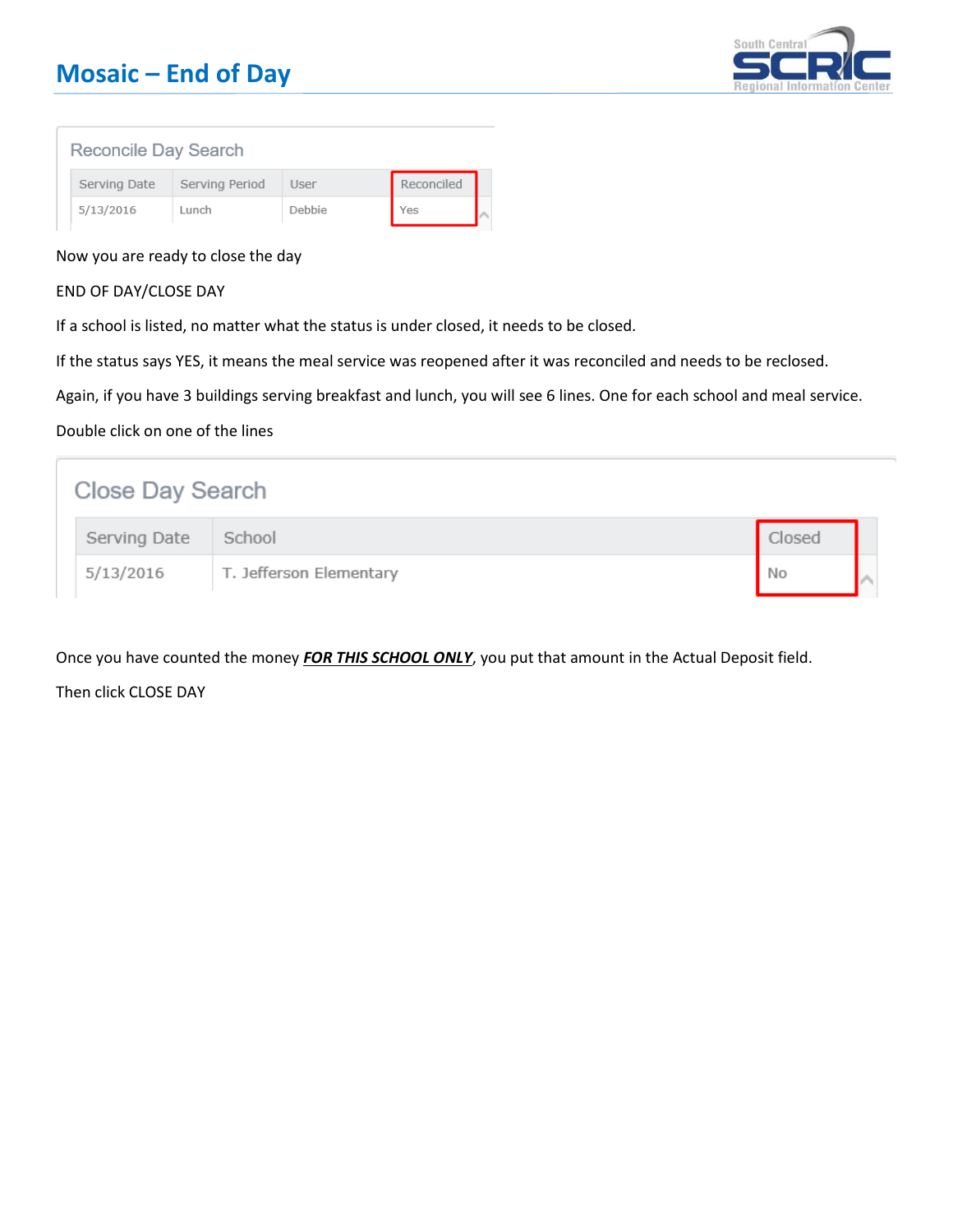# Mosaic – End of Day

Reconcile Day Search

| Serving Date | Serving Period | User | Reconciled |
| --- | --- | --- | --- |
| 5/13/2016 | Lunch | Debbie | Yes |

Now you are ready to close the day

END OF DAY/CLOSE DAY

If a school is listed, no matter what the status is under closed, it needs to be closed.

If the status says YES, it means the meal service was reopened after it was reconciled and needs to be reclosed.

Again, if you have 3 buildings serving breakfast and lunch, you will see 6 lines. One for each school and meal service.

Double click on one of the lines

Close Day Search

| Serving Date | School | Closed |
| --- | --- | --- |
| 5/13/2016 | T. Jefferson Elementary | No |

Once you have counted the money ***<u>FOR THIS SCHOOL ONLY</u>***, you put that amount in the Actual Deposit field.

Then click CLOSE DAY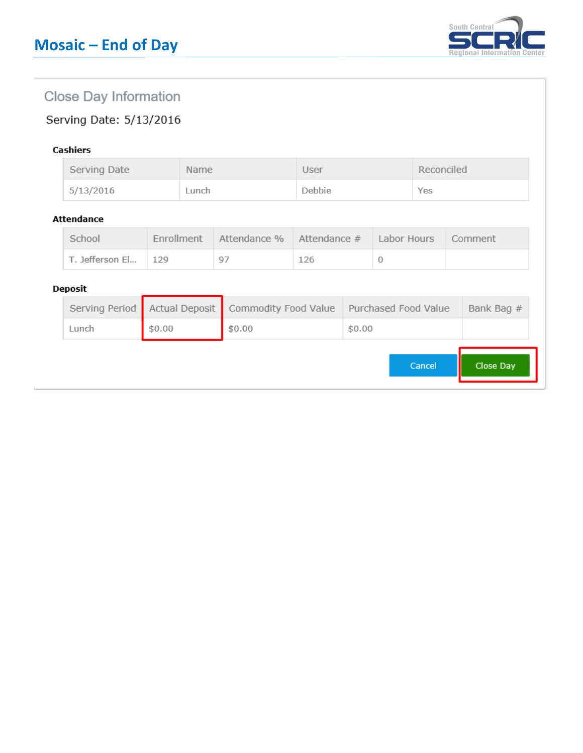## Close Day Information

Serving Date: 5/13/2016

**Cashiers**

| Serving Date | Name | User | Reconciled |
|---|---|---|---|
| 5/13/2016 | Lunch | Debbie | Yes |

**Attendance**

| School | Enrollment | Attendance % | Attendance # | Labor Hours | Comment |
|---|---|---|---|---|---|
| T. Jefferson El... | 129 | 97 | 126 | 0 | |

**Deposit**

| Serving Period | Actual Deposit | Commodity Food Value | Purchased Food Value | Bank Bag # |
|---|---|---|---|---|
| Lunch | $0.00 | $0.00 | $0.00 | |

Cancel | Close Day